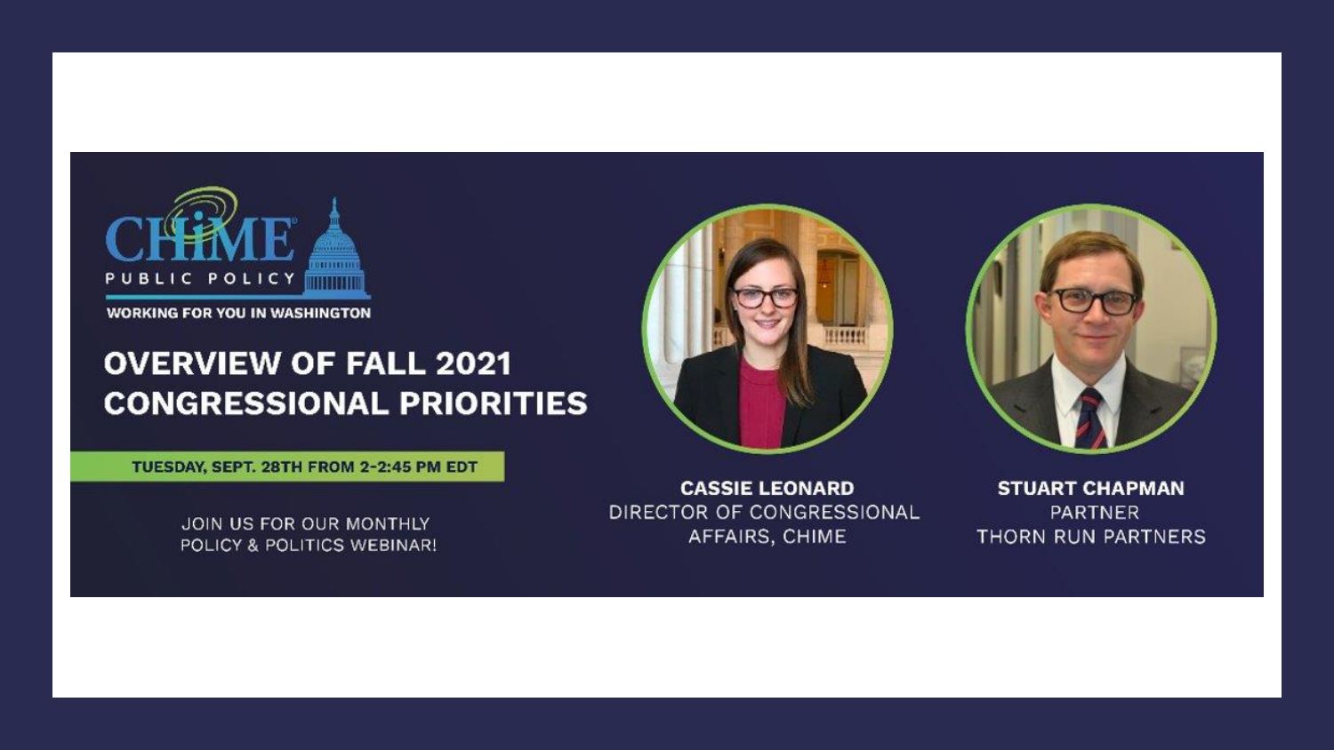CHIME PUBLIC POLICY

WORKING FOR YOU IN WASHINGTON

# OVERVIEW OF FALL 2021 CONGRESSIONAL PRIORITIES

**TUESDAY, SEPT. 28TH FROM 2-2:45 PM EDT**

JOIN US FOR OUR MONTHLY POLICY & POLITICS WEBINAR!

**CASSIE LEONARD**
DIRECTOR OF CONGRESSIONAL AFFAIRS, CHIME

**STUART CHAPMAN**
PARTNER
THORN RUN PARTNERS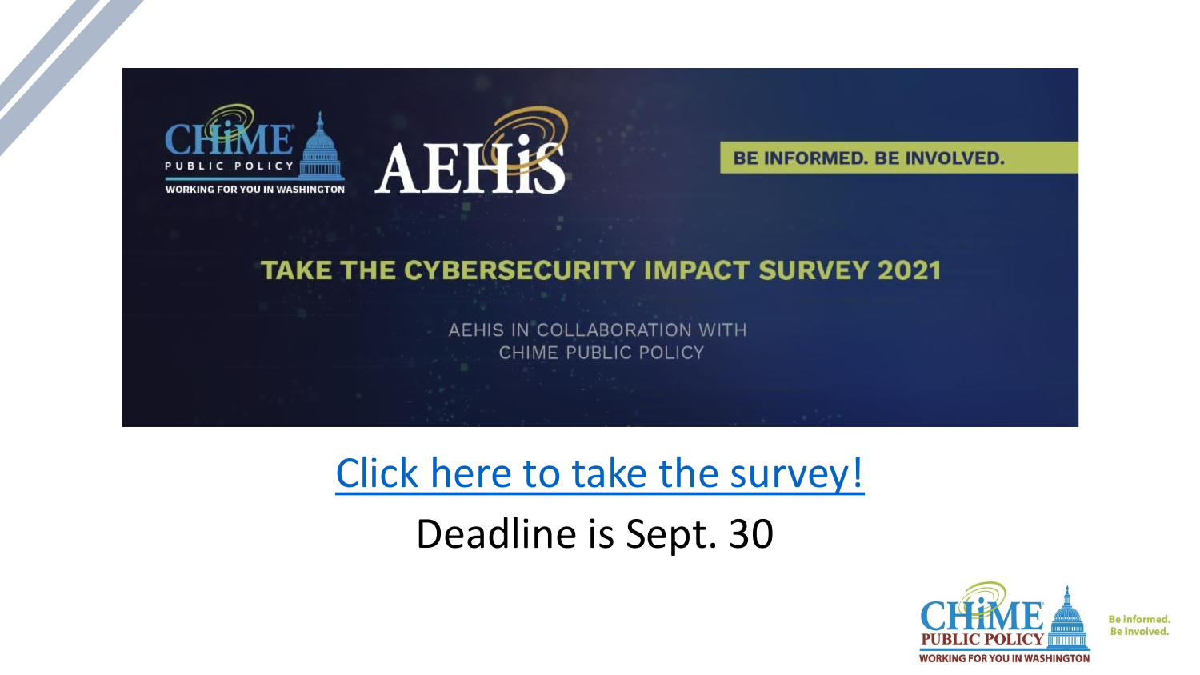CHIME PUBLIC POLICY
WORKING FOR YOU IN WASHINGTON

AEHIS

**BE INFORMED. BE INVOLVED.**

## TAKE THE CYBERSECURITY IMPACT SURVEY 2021

AEHIS IN COLLABORATION WITH
CHIME PUBLIC POLICY

Click here to take the survey!

Deadline is Sept. 30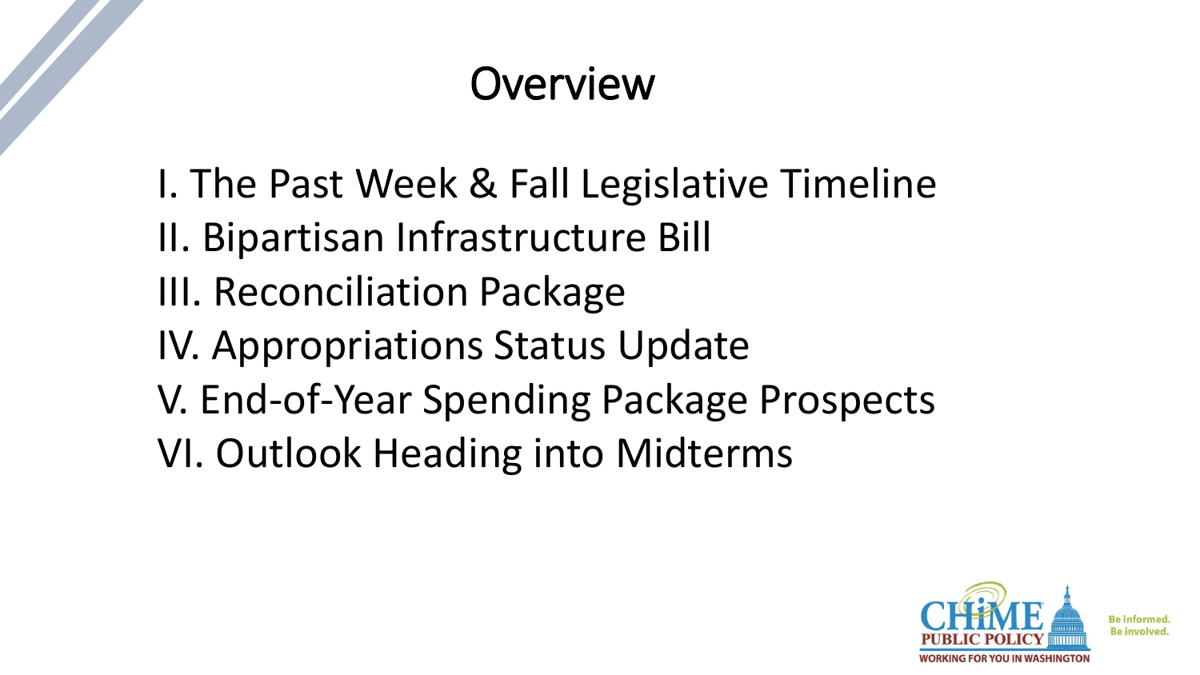# Overview

I. The Past Week & Fall Legislative Timeline
II. Bipartisan Infrastructure Bill
III. Reconciliation Package
IV. Appropriations Status Update
V. End-of-Year Spending Package Prospects
VI. Outlook Heading into Midterms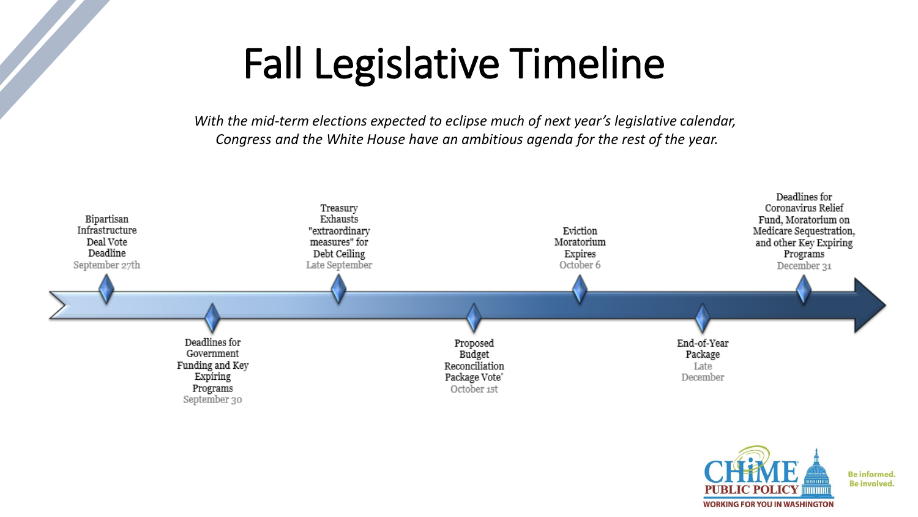# Fall Legislative Timeline

*With the mid-term elections expected to eclipse much of next year's legislative calendar, Congress and the White House have an ambitious agenda for the rest of the year.*

- **Bipartisan Infrastructure Deal Vote Deadline** — September 27th
- **Deadlines for Government Funding and Key Expiring Programs** — September 30
- **Treasury Exhausts "extraordinary measures" for Debt Ceiling** — Late September
- **Proposed Budget Reconciliation Package Vote*** — October 1st
- **Eviction Moratorium Expires** — October 6
- **End-of-Year Package** — Late December
- **Deadlines for Coronavirus Relief Fund, Moratorium on Medicare Sequestration, and other Key Expiring Programs** — December 31

CHIME PUBLIC POLICY — WORKING FOR YOU IN WASHINGTON

Be informed. Be involved.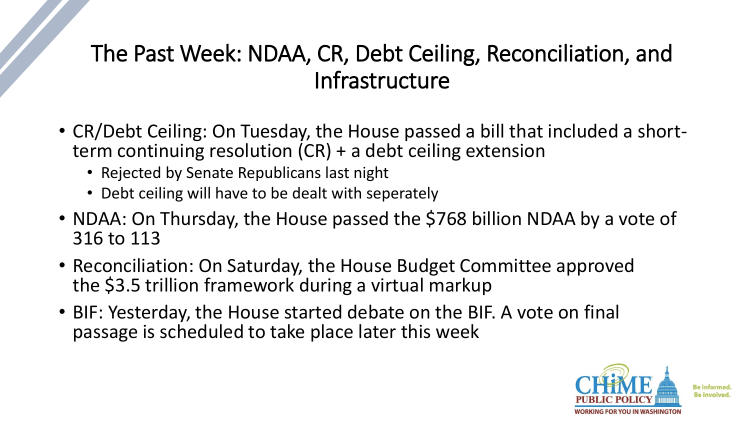# The Past Week: NDAA, CR, Debt Ceiling, Reconciliation, and Infrastructure

- CR/Debt Ceiling: On Tuesday, the House passed a bill that included a short-term continuing resolution (CR) + a debt ceiling extension
  - Rejected by Senate Republicans last night
  - Debt ceiling will have to be dealt with seperately
- NDAA: On Thursday, the House passed the $768 billion NDAA by a vote of 316 to 113
- Reconciliation: On Saturday, the House Budget Committee approved the $3.5 trillion framework during a virtual markup
- BIF: Yesterday, the House started debate on the BIF. A vote on final passage is scheduled to take place later this week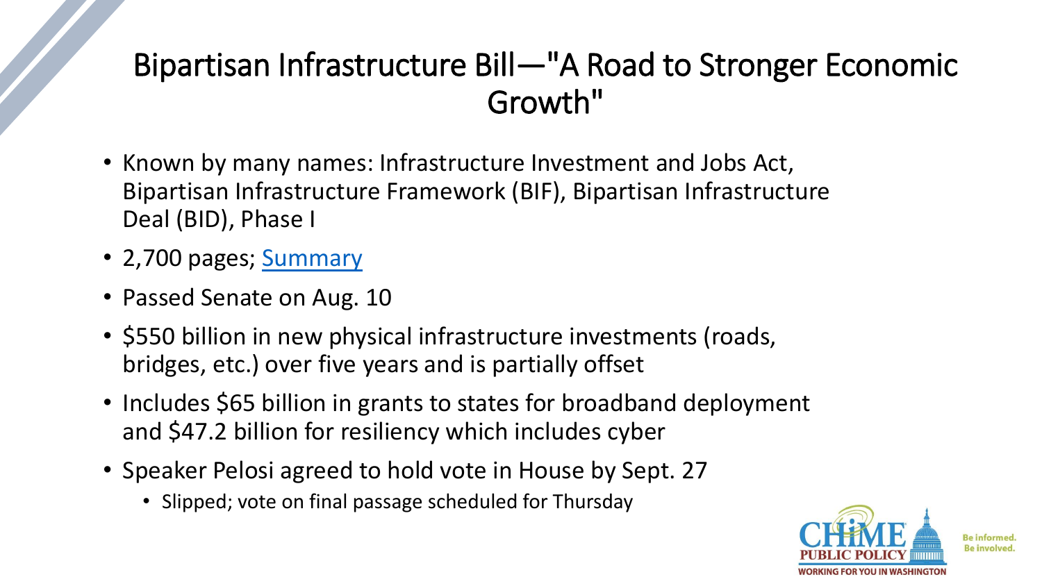# Bipartisan Infrastructure Bill—"A Road to Stronger Economic Growth"

- Known by many names: Infrastructure Investment and Jobs Act, Bipartisan Infrastructure Framework (BIF), Bipartisan Infrastructure Deal (BID), Phase I
- 2,700 pages; Summary
- Passed Senate on Aug. 10
- $550 billion in new physical infrastructure investments (roads, bridges, etc.) over five years and is partially offset
- Includes $65 billion in grants to states for broadband deployment and $47.2 billion for resiliency which includes cyber
- Speaker Pelosi agreed to hold vote in House by Sept. 27
  - Slipped; vote on final passage scheduled for Thursday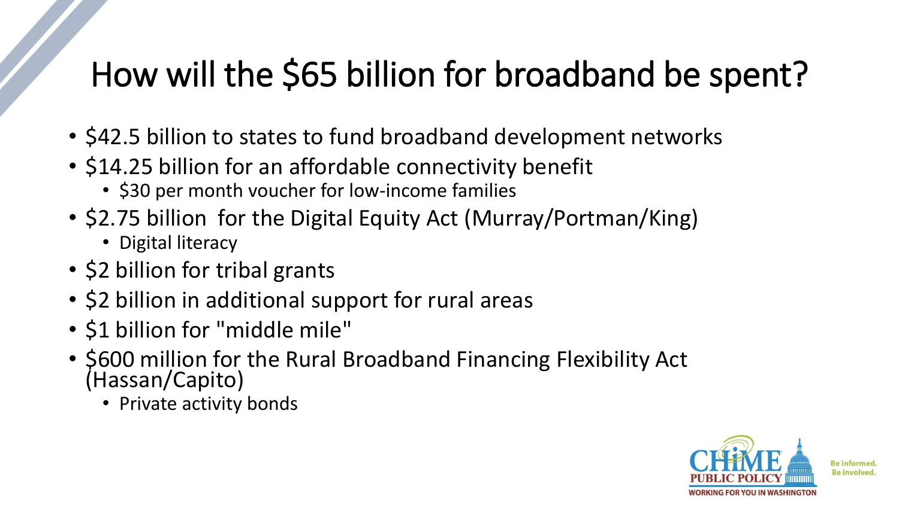# How will the $65 billion for broadband be spent?

- $42.5 billion to states to fund broadband development networks
- $14.25 billion for an affordable connectivity benefit
  - $30 per month voucher for low-income families
- $2.75 billion for the Digital Equity Act (Murray/Portman/King)
  - Digital literacy
- $2 billion for tribal grants
- $2 billion in additional support for rural areas
- $1 billion for "middle mile"
- $600 million for the Rural Broadband Financing Flexibility Act (Hassan/Capito)
  - Private activity bonds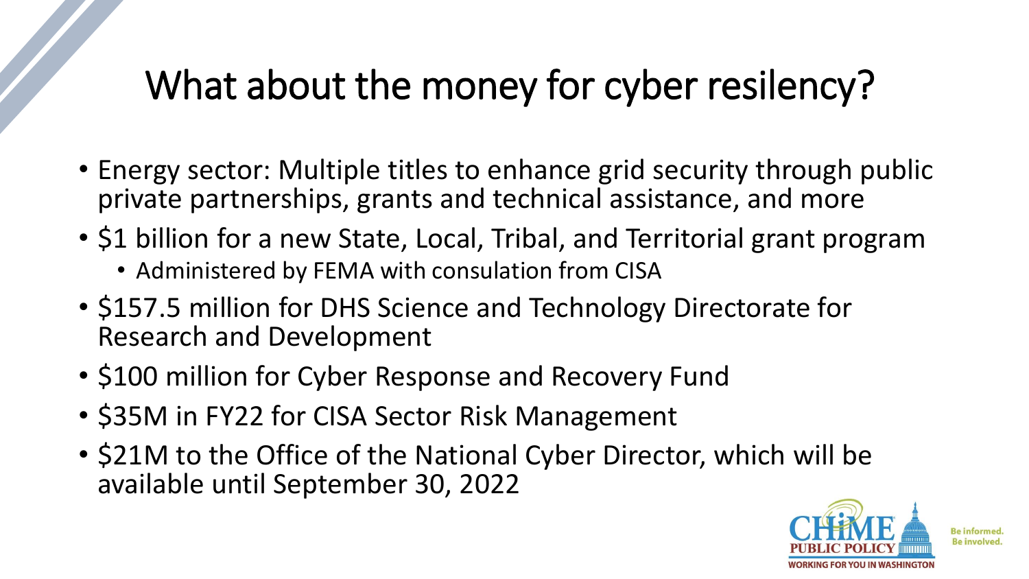# What about the money for cyber resiliency?

- Energy sector: Multiple titles to enhance grid security through public private partnerships, grants and technical assistance, and more
- $1 billion for a new State, Local, Tribal, and Territorial grant program
  - Administered by FEMA with consulation from CISA
- $157.5 million for DHS Science and Technology Directorate for Research and Development
- $100 million for Cyber Response and Recovery Fund
- $35M in FY22 for CISA Sector Risk Management
- $21M to the Office of the National Cyber Director, which will be available until September 30, 2022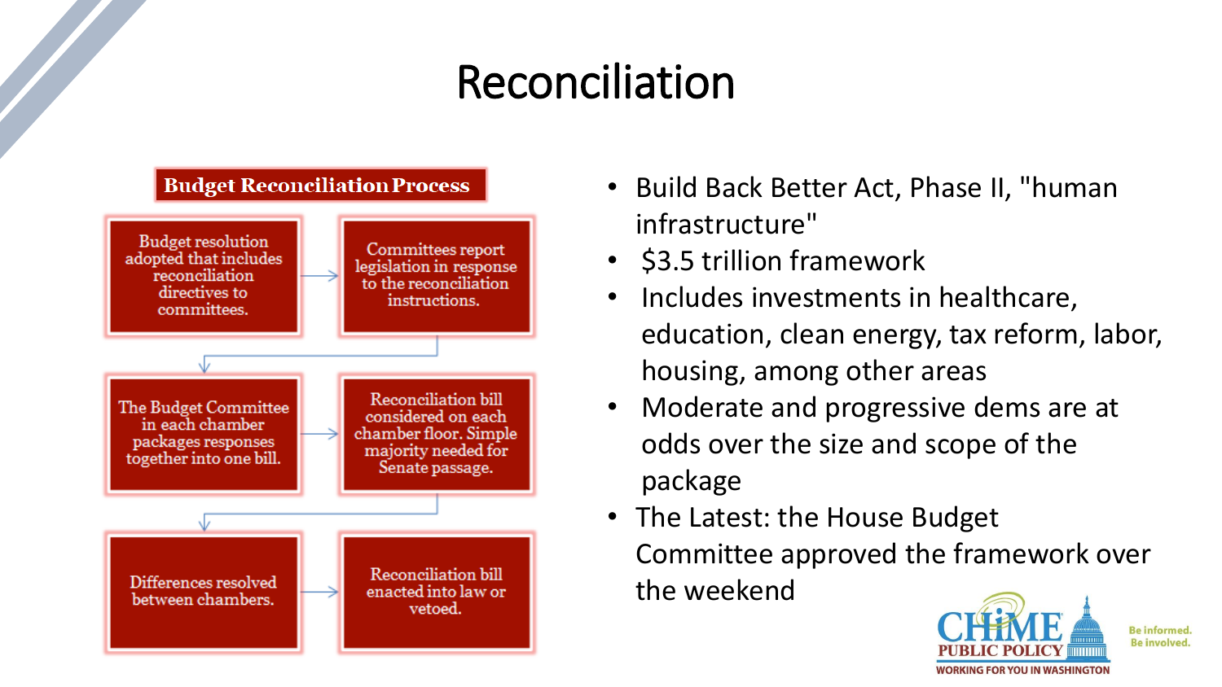# Reconciliation

**Budget Reconciliation Process**

1. Budget resolution adopted that includes reconciliation directives to committees.
2. Committees report legislation in response to the reconciliation instructions.
3. The Budget Committee in each chamber packages responses together into one bill.
4. Reconciliation bill considered on each chamber floor. Simple majority needed for Senate passage.
5. Differences resolved between chambers.
6. Reconciliation bill enacted into law or vetoed.

- Build Back Better Act, Phase II, "human infrastructure"
- $3.5 trillion framework
- Includes investments in healthcare, education, clean energy, tax reform, labor, housing, among other areas
- Moderate and progressive dems are at odds over the size and scope of the package
- The Latest: the House Budget Committee approved the framework over the weekend

CHIME PUBLIC POLICY
WORKING FOR YOU IN WASHINGTON
Be informed. Be involved.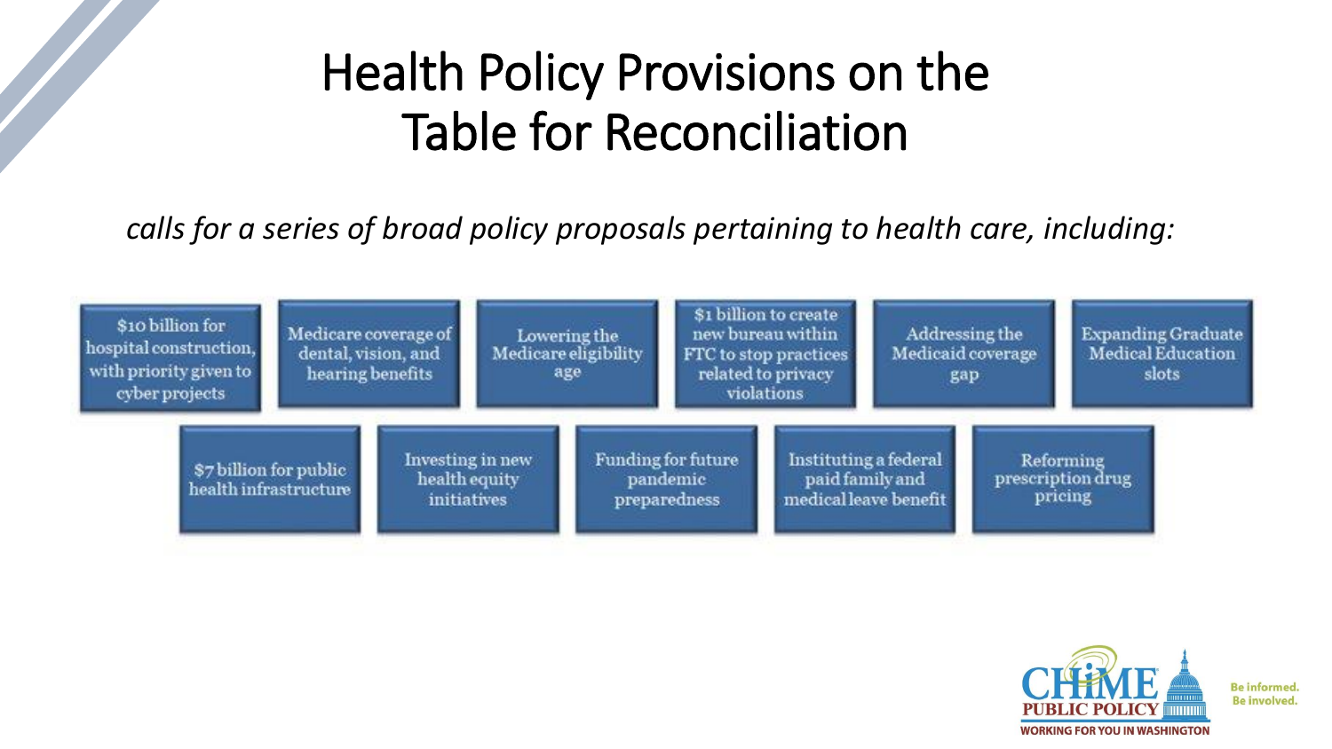# Health Policy Provisions on the Table for Reconciliation

*calls for a series of broad policy proposals pertaining to health care, including:*

- $10 billion for hospital construction, with priority given to cyber projects
- Medicare coverage of dental, vision, and hearing benefits
- Lowering the Medicare eligibility age
- $1 billion to create new bureau within FTC to stop practices related to privacy violations
- Addressing the Medicaid coverage gap
- Expanding Graduate Medical Education slots
- $7 billion for public health infrastructure
- Investing in new health equity initiatives
- Funding for future pandemic preparedness
- Instituting a federal paid family and medical leave benefit
- Reforming prescription drug pricing

CHIME PUBLIC POLICY
WORKING FOR YOU IN WASHINGTON

Be informed.
Be involved.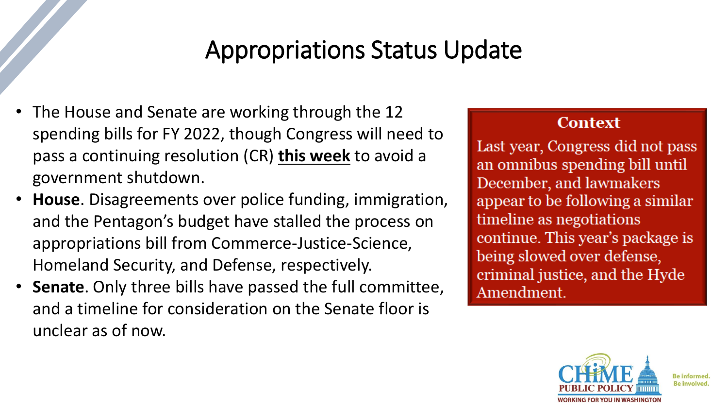# Appropriations Status Update

- The House and Senate are working through the 12 spending bills for FY 2022, though Congress will need to pass a continuing resolution (CR) **this week** to avoid a government shutdown.
- **House**. Disagreements over police funding, immigration, and the Pentagon's budget have stalled the process on appropriations bill from Commerce-Justice-Science, Homeland Security, and Defense, respectively.
- **Senate**. Only three bills have passed the full committee, and a timeline for consideration on the Senate floor is unclear as of now.

**Context**

Last year, Congress did not pass an omnibus spending bill until December, and lawmakers appear to be following a similar timeline as negotiations continue. This year's package is being slowed over defense, criminal justice, and the Hyde Amendment.

CHIME PUBLIC POLICY
WORKING FOR YOU IN WASHINGTON
Be informed. Be involved.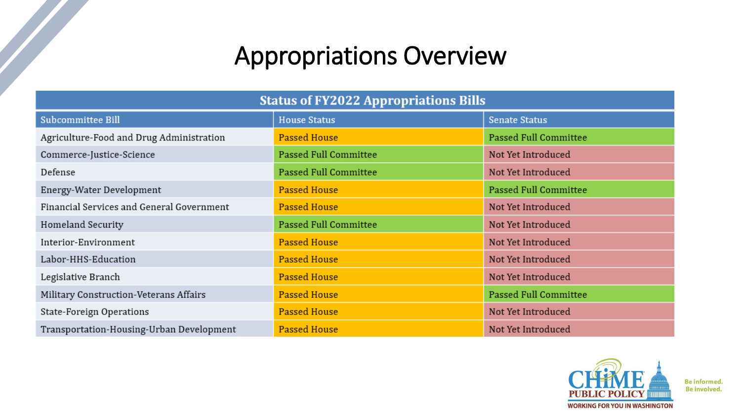# Appropriations Overview

| Status of FY2022 Appropriations Bills | | |
|---|---|---|
| **Subcommittee Bill** | **House Status** | **Senate Status** |
| Agriculture-Food and Drug Administration | Passed House | Passed Full Committee |
| Commerce-Justice-Science | Passed Full Committee | Not Yet Introduced |
| Defense | Passed Full Committee | Not Yet Introduced |
| Energy-Water Development | Passed House | Passed Full Committee |
| Financial Services and General Government | Passed House | Not Yet Introduced |
| Homeland Security | Passed Full Committee | Not Yet Introduced |
| Interior-Environment | Passed House | Not Yet Introduced |
| Labor-HHS-Education | Passed House | Not Yet Introduced |
| Legislative Branch | Passed House | Not Yet Introduced |
| Military Construction-Veterans Affairs | Passed House | Passed Full Committee |
| State-Foreign Operations | Passed House | Not Yet Introduced |
| Transportation-Housing-Urban Development | Passed House | Not Yet Introduced |

CHIME PUBLIC POLICY
WORKING FOR YOU IN WASHINGTON
Be informed. Be involved.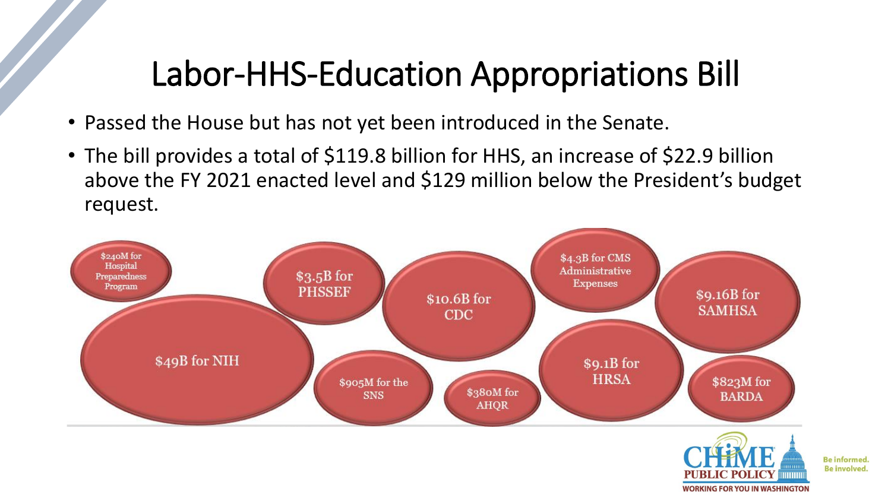# Labor-HHS-Education Appropriations Bill

- Passed the House but has not yet been introduced in the Senate.
- The bill provides a total of $119.8 billion for HHS, an increase of $22.9 billion above the FY 2021 enacted level and $129 million below the President's budget request.

$240M for Hospital Preparedness Program

$3.5B for PHSSEF

$10.6B for CDC

$4.3B for CMS Administrative Expenses

$9.16B for SAMHSA

$49B for NIH

$905M for the SNS

$380M for AHQR

$9.1B for HRSA

$823M for BARDA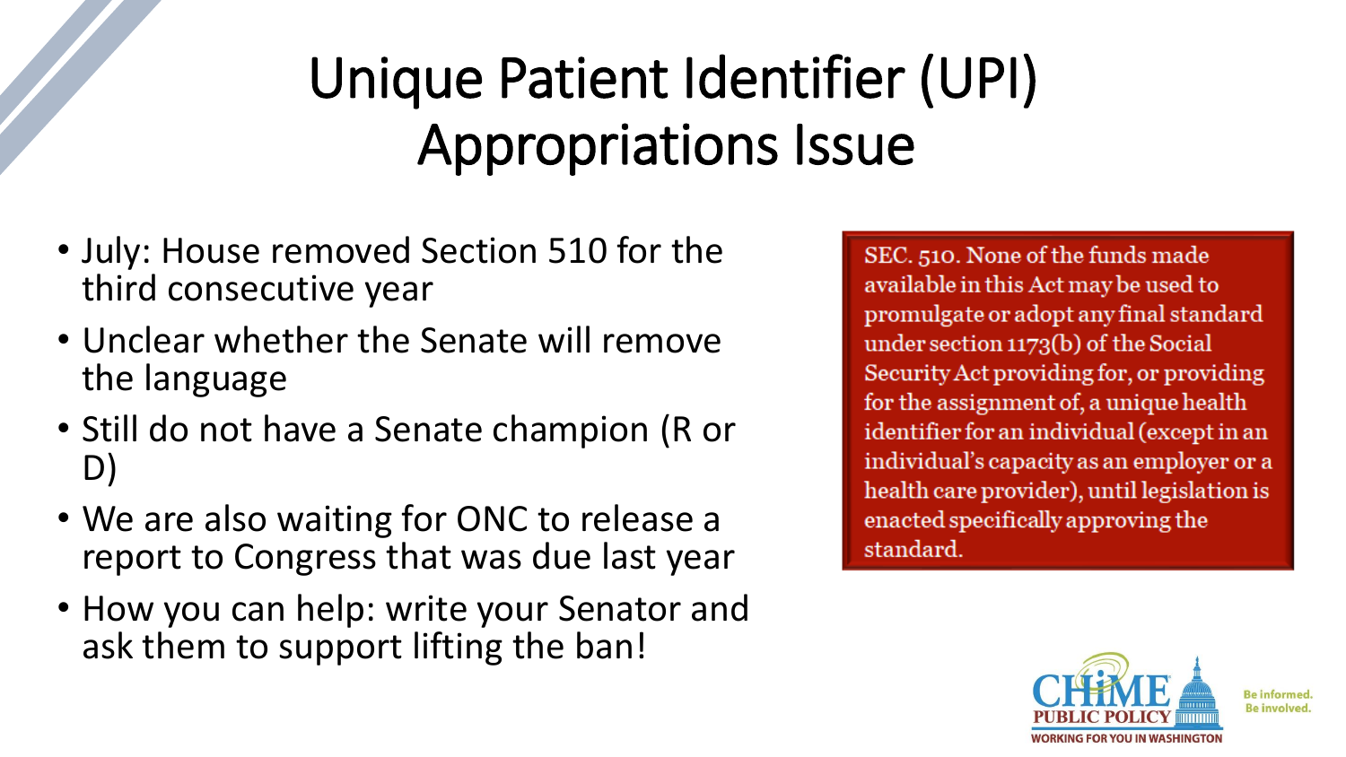# Unique Patient Identifier (UPI) Appropriations Issue

- July: House removed Section 510 for the third consecutive year
- Unclear whether the Senate will remove the language
- Still do not have a Senate champion (R or D)
- We are also waiting for ONC to release a report to Congress that was due last year
- How you can help: write your Senator and ask them to support lifting the ban!

SEC. 510. None of the funds made available in this Act may be used to promulgate or adopt any final standard under section 1173(b) of the Social Security Act providing for, or providing for the assignment of, a unique health identifier for an individual (except in an individual's capacity as an employer or a health care provider), until legislation is enacted specifically approving the standard.

CHIME PUBLIC POLICY
WORKING FOR YOU IN WASHINGTON
Be informed. Be involved.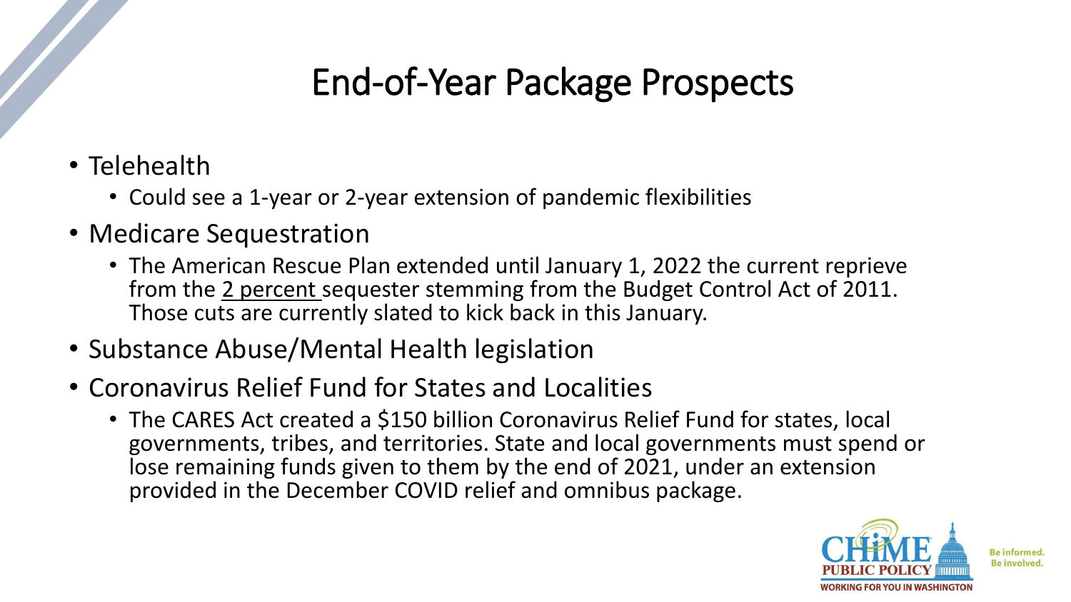# End-of-Year Package Prospects

- Telehealth
  - Could see a 1-year or 2-year extension of pandemic flexibilities
- Medicare Sequestration
  - The American Rescue Plan extended until January 1, 2022 the current reprieve from the 2 percent sequester stemming from the Budget Control Act of 2011. Those cuts are currently slated to kick back in this January.
- Substance Abuse/Mental Health legislation
- Coronavirus Relief Fund for States and Localities
  - The CARES Act created a $150 billion Coronavirus Relief Fund for states, local governments, tribes, and territories. State and local governments must spend or lose remaining funds given to them by the end of 2021, under an extension provided in the December COVID relief and omnibus package.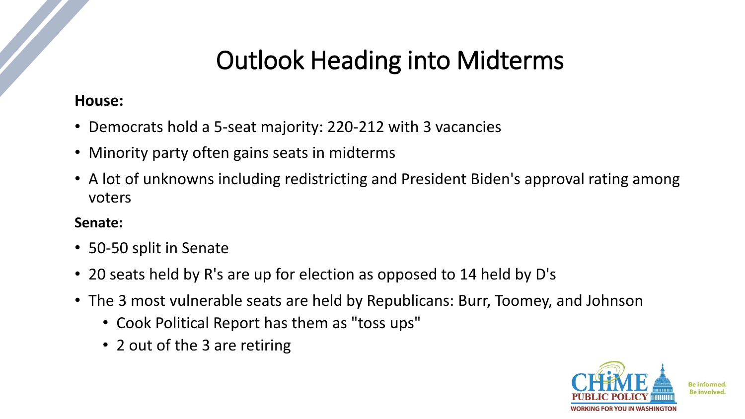# Outlook Heading into Midterms

**House:**

- Democrats hold a 5-seat majority: 220-212 with 3 vacancies
- Minority party often gains seats in midterms
- A lot of unknowns including redistricting and President Biden's approval rating among voters

**Senate:**

- 50-50 split in Senate
- 20 seats held by R's are up for election as opposed to 14 held by D's
- The 3 most vulnerable seats are held by Republicans: Burr, Toomey, and Johnson
  - Cook Political Report has them as "toss ups"
  - 2 out of the 3 are retiring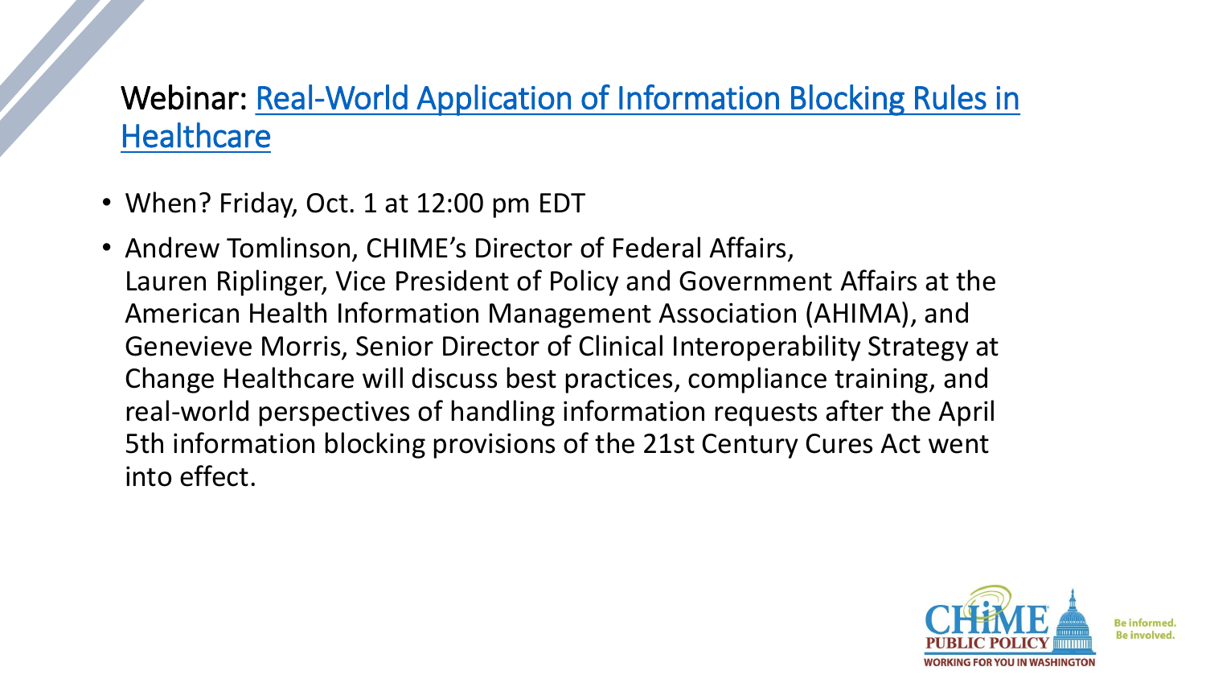## Webinar: Real-World Application of Information Blocking Rules in Healthcare

- When? Friday, Oct. 1 at 12:00 pm EDT
- Andrew Tomlinson, CHIME's Director of Federal Affairs, Lauren Riplinger, Vice President of Policy and Government Affairs at the American Health Information Management Association (AHIMA), and Genevieve Morris, Senior Director of Clinical Interoperability Strategy at Change Healthcare will discuss best practices, compliance training, and real-world perspectives of handling information requests after the April 5th information blocking provisions of the 21st Century Cures Act went into effect.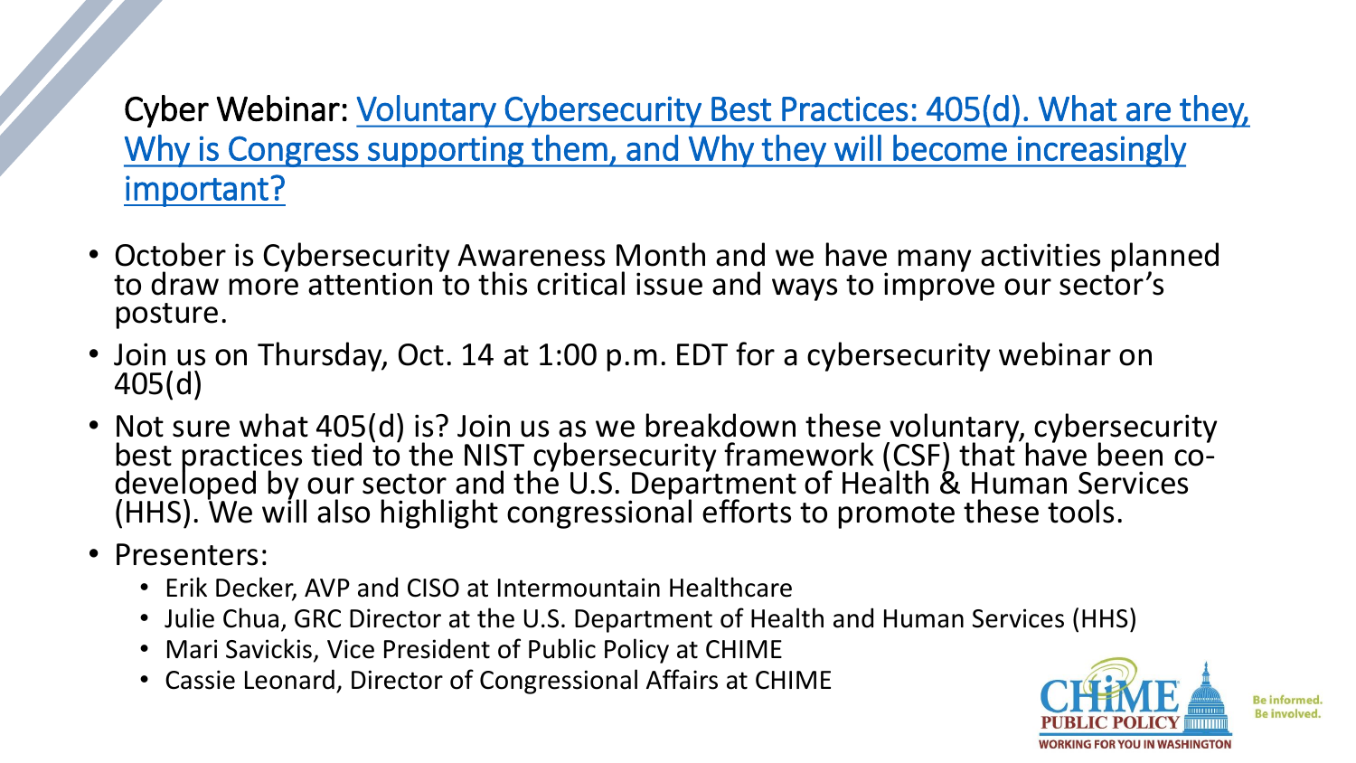## Cyber Webinar: Voluntary Cybersecurity Best Practices: 405(d). What are they, Why is Congress supporting them, and Why they will become increasingly important?

- October is Cybersecurity Awareness Month and we have many activities planned to draw more attention to this critical issue and ways to improve our sector's posture.
- Join us on Thursday, Oct. 14 at 1:00 p.m. EDT for a cybersecurity webinar on 405(d)
- Not sure what 405(d) is? Join us as we breakdown these voluntary, cybersecurity best practices tied to the NIST cybersecurity framework (CSF) that have been co-developed by our sector and the U.S. Department of Health & Human Services (HHS). We will also highlight congressional efforts to promote these tools.
- Presenters:
  - Erik Decker, AVP and CISO at Intermountain Healthcare
  - Julie Chua, GRC Director at the U.S. Department of Health and Human Services (HHS)
  - Mari Savickis, Vice President of Public Policy at CHIME
  - Cassie Leonard, Director of Congressional Affairs at CHIME

CHIME PUBLIC POLICY
WORKING FOR YOU IN WASHINGTON

Be informed.
Be involved.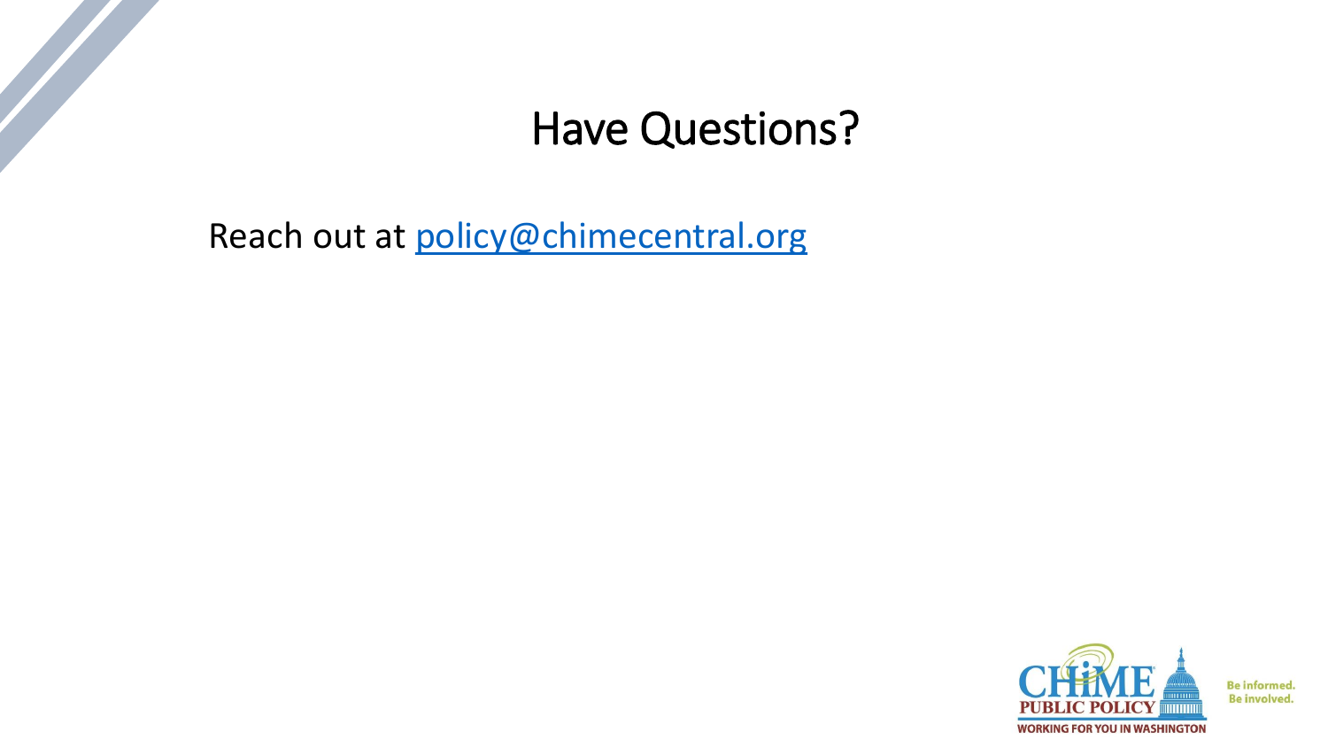# Have Questions?

Reach out at [policy@chimecentral.org](mailto:policy@chimecentral.org)

CHIME PUBLIC POLICY
WORKING FOR YOU IN WASHINGTON

Be informed.
Be involved.